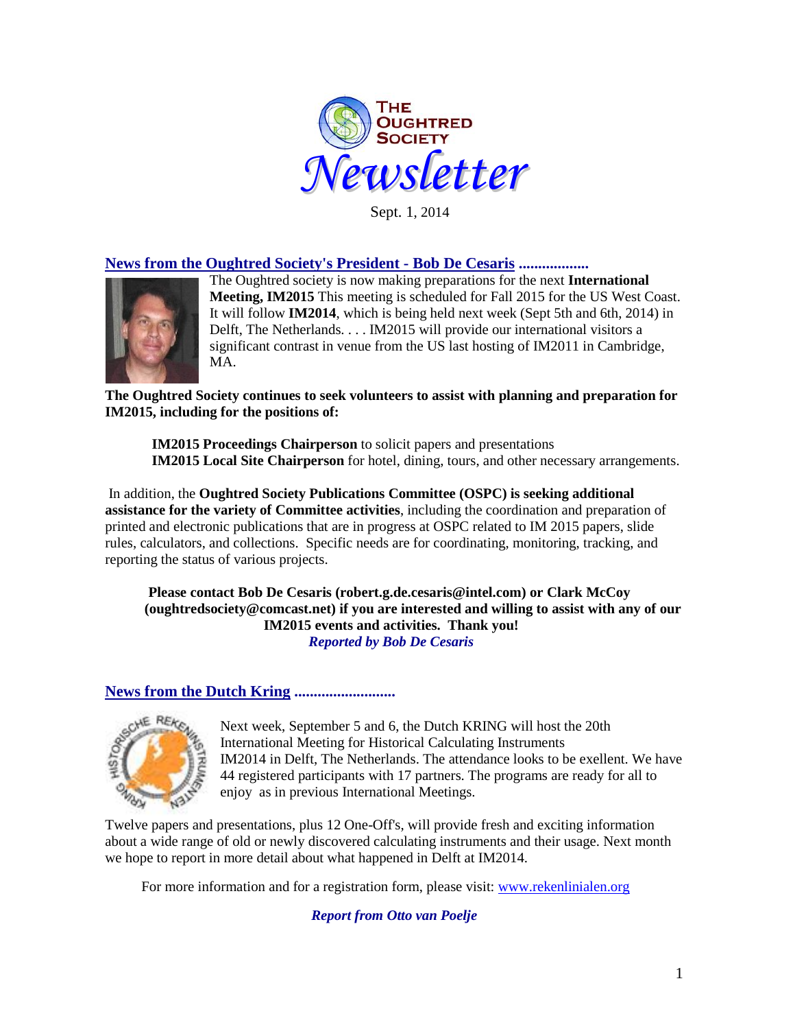# The Oughtred Society Newsletter

Sept. 1, 2014

## News from the Oughtred Society's President - Bob De Cesaris ..................

The Oughtred society is now making preparations for the next **International Meeting, IM2015** This meeting is scheduled for Fall 2015 for the US West Coast. It will follow **IM2014**, which is being held next week (Sept 5th and 6th, 2014) in Delft, The Netherlands. . . . IM2015 will provide our international visitors a significant contrast in venue from the US last hosting of IM2011 in Cambridge, MA.

**The Oughtred Society continues to seek volunteers to assist with planning and preparation for IM2015, including for the positions of:**

**IM2015 Proceedings Chairperson** to solicit papers and presentations
**IM2015 Local Site Chairperson** for hotel, dining, tours, and other necessary arrangements.

In addition, the **Oughtred Society Publications Committee (OSPC) is seeking additional assistance for the variety of Committee activities**, including the coordination and preparation of printed and electronic publications that are in progress at OSPC related to IM 2015 papers, slide rules, calculators, and collections. Specific needs are for coordinating, monitoring, tracking, and reporting the status of various projects.

**Please contact Bob De Cesaris (robert.g.de.cesaris@intel.com) or Clark McCoy (oughtredsociety@comcast.net) if you are interested and willing to assist with any of our IM2015 events and activities. Thank you!**

***Reported by Bob De Cesaris***

## News from the Dutch Kring ..........................

Next week, September 5 and 6, the Dutch KRING will host the 20th International Meeting for Historical Calculating Instruments IM2014 in Delft, The Netherlands. The attendance looks to be exellent. We have 44 registered participants with 17 partners. The programs are ready for all to enjoy as in previous International Meetings.

Twelve papers and presentations, plus 12 One-Off's, will provide fresh and exciting information about a wide range of old or newly discovered calculating instruments and their usage. Next month we hope to report in more detail about what happened in Delft at IM2014.

For more information and for a registration form, please visit: [www.rekenlinialen.org](http://www.rekenlinialen.org)

***Report from Otto van Poelje***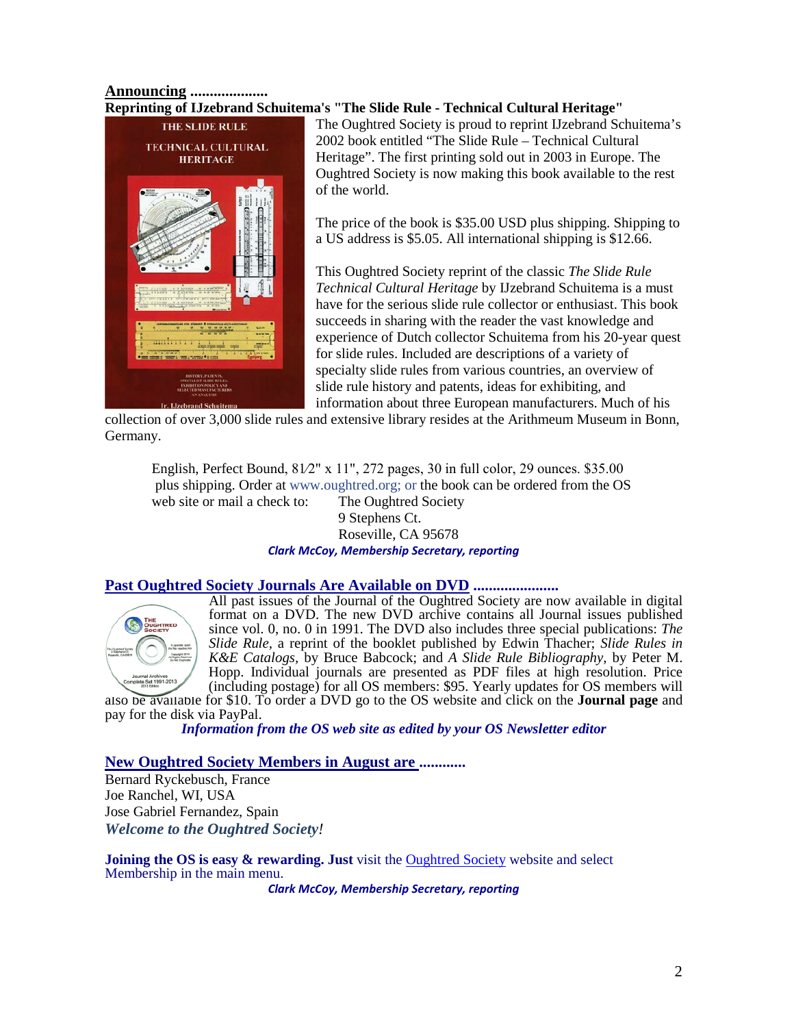**Announcing ....................**
**Reprinting of IJzebrand Schuitema's "The Slide Rule - Technical Cultural Heritage"**

The Oughtred Society is proud to reprint IJzebrand Schuitema's 2002 book entitled "The Slide Rule – Technical Cultural Heritage". The first printing sold out in 2003 in Europe. The Oughtred Society is now making this book available to the rest of the world.

The price of the book is $35.00 USD plus shipping. Shipping to a US address is $5.05. All international shipping is $12.66.

This Oughtred Society reprint of the classic *The Slide Rule Technical Cultural Heritage* by IJzebrand Schuitema is a must have for the serious slide rule collector or enthusiast. This book succeeds in sharing with the reader the vast knowledge and experience of Dutch collector Schuitema from his 20-year quest for slide rules. Included are descriptions of a variety of specialty slide rules from various countries, an overview of slide rule history and patents, ideas for exhibiting, and information about three European manufacturers. Much of his collection of over 3,000 slide rules and extensive library resides at the Arithmeum Museum in Bonn, Germany.

> English, Perfect Bound, 8½" x 11", 272 pages, 30 in full color, 29 ounces. $35.00 plus shipping. Order at www.oughtred.org; or the book can be ordered from the OS web site or mail a check to:
> The Oughtred Society
> 9 Stephens Ct.
> Roseville, CA 95678

***Clark McCoy, Membership Secretary, reporting***

**Past Oughtred Society Journals Are Available on DVD .....................**

All past issues of the Journal of the Oughtred Society are now available in digital format on a DVD. The new DVD archive contains all Journal issues published since vol. 0, no. 0 in 1991. The DVD also includes three special publications: *The Slide Rule*, a reprint of the booklet published by Edwin Thacher; *Slide Rules in K&E Catalogs*, by Bruce Babcock; and *A Slide Rule Bibliography*, by Peter M. Hopp. Individual journals are presented as PDF files at high resolution. Price (including postage) for all OS members: $95. Yearly updates for OS members will also be available for $10. To order a DVD go to the OS website and click on the **Journal page** and pay for the disk via PayPal.

***Information from the OS web site as edited by your OS Newsletter editor***

**New Oughtred Society Members in August are ...........**

Bernard Ryckebusch, France
Joe Ranchel, WI, USA
Jose Gabriel Fernandez, Spain

***Welcome to the Oughtred Society!***

**Joining the OS is easy & rewarding. Just** visit the Oughtred Society website and select Membership in the main menu.

***Clark McCoy, Membership Secretary, reporting***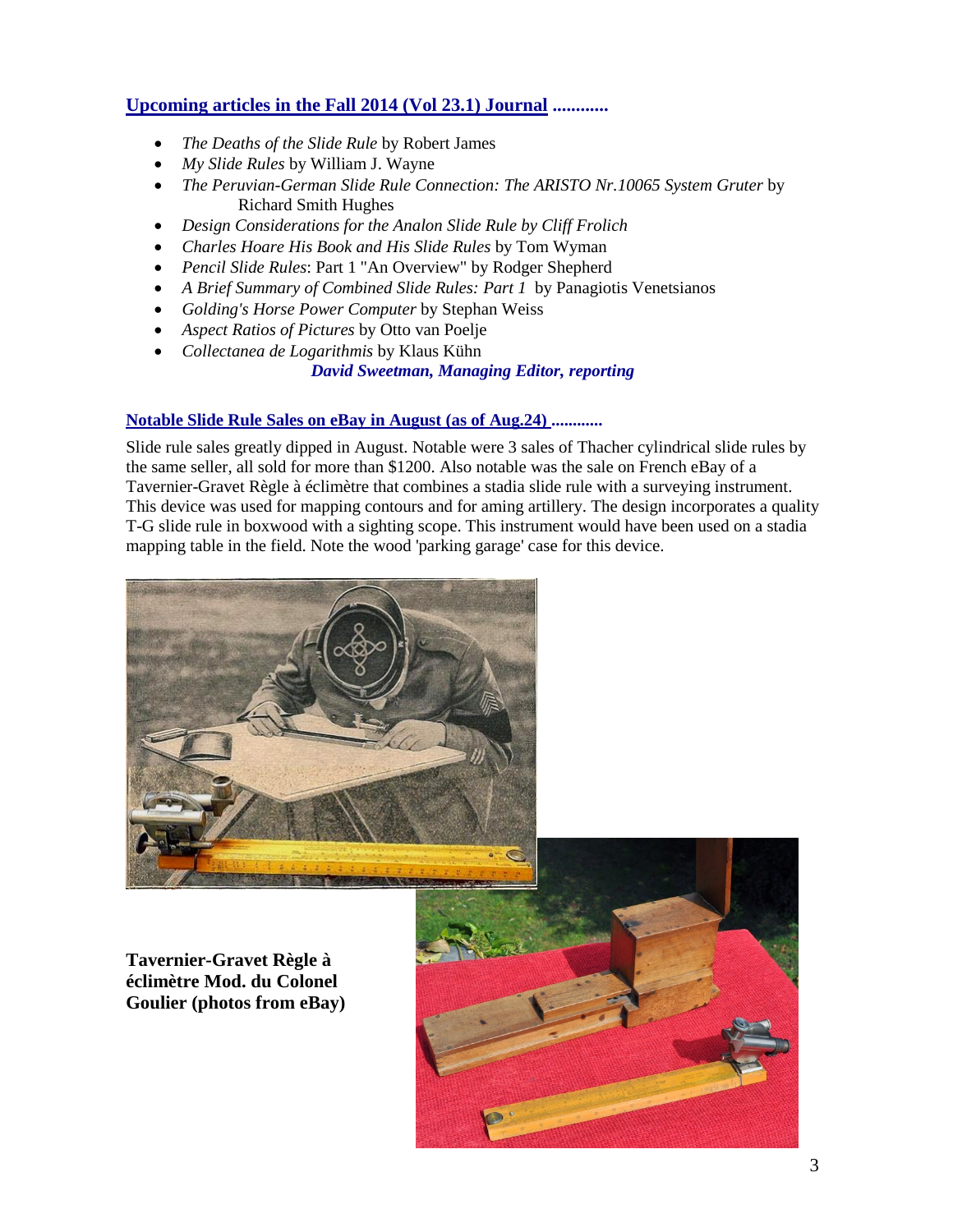## Upcoming articles in the Fall 2014 (Vol 23.1) Journal ............

- *The Deaths of the Slide Rule* by Robert James
- *My Slide Rules* by William J. Wayne
- *The Peruvian-German Slide Rule Connection: The ARISTO Nr.10065 System Gruter* by Richard Smith Hughes
- *Design Considerations for the Analon Slide Rule by Cliff Frolich*
- *Charles Hoare His Book and His Slide Rules* by Tom Wyman
- *Pencil Slide Rules*: Part 1 "An Overview" by Rodger Shepherd
- *A Brief Summary of Combined Slide Rules: Part 1* by Panagiotis Venetsianos
- *Golding's Horse Power Computer* by Stephan Weiss
- *Aspect Ratios of Pictures* by Otto van Poelje
- *Collectanea de Logarithmis* by Klaus Kühn

***David Sweetman, Managing Editor, reporting***

## Notable Slide Rule Sales on eBay in August (as of Aug.24) ............

Slide rule sales greatly dipped in August. Notable were 3 sales of Thacher cylindrical slide rules by the same seller, all sold for more than $1200. Also notable was the sale on French eBay of a Tavernier-Gravet Règle à éclimètre that combines a stadia slide rule with a surveying instrument. This device was used for mapping contours and for aming artillery. The design incorporates a quality T-G slide rule in boxwood with a sighting scope. This instrument would have been used on a stadia mapping table in the field. Note the wood 'parking garage' case for this device.

**Tavernier-Gravet Règle à éclimètre Mod. du Colonel Goulier (photos from eBay)**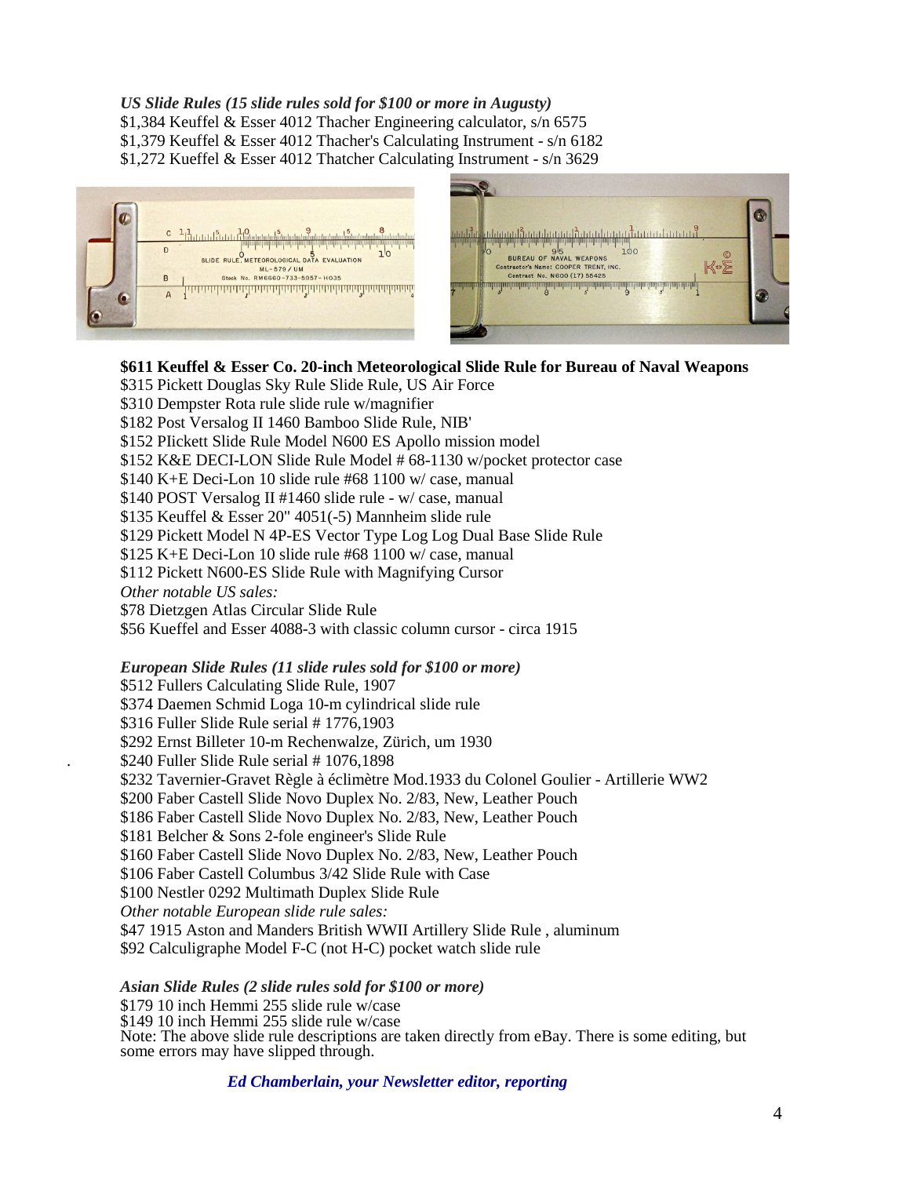*US Slide Rules (15 slide rules sold for $100 or more in Augusty)*
$1,384 Keuffel & Esser 4012 Thacher Engineering calculator, s/n 6575
$1,379 Keuffel & Esser 4012 Thacher's Calculating Instrument - s/n 6182
$1,272 Kueffel & Esser 4012 Thatcher Calculating Instrument - s/n 3629

**$611 Keuffel & Esser Co. 20-inch Meteorological Slide Rule for Bureau of Naval Weapons**
$315 Pickett Douglas Sky Rule Slide Rule, US Air Force
$310 Dempster Rota rule slide rule w/magnifier
$182 Post Versalog II 1460 Bamboo Slide Rule, NIB'
$152 PIickett Slide Rule Model N600 ES Apollo mission model
$152 K&E DECI-LON Slide Rule Model # 68-1130 w/pocket protector case
$140 K+E Deci-Lon 10 slide rule #68 1100 w/ case, manual
$140 POST Versalog II #1460 slide rule - w/ case, manual
$135 Keuffel & Esser 20" 4051(-5) Mannheim slide rule
$129 Pickett Model N 4P-ES Vector Type Log Log Dual Base Slide Rule
$125 K+E Deci-Lon 10 slide rule #68 1100 w/ case, manual
$112 Pickett N600-ES Slide Rule with Magnifying Cursor
*Other notable US sales:*
$78 Dietzgen Atlas Circular Slide Rule
$56 Kueffel and Esser 4088-3 with classic column cursor - circa 1915

*European Slide Rules (11 slide rules sold for $100 or more)*
$512 Fullers Calculating Slide Rule, 1907
$374 Daemen Schmid Loga 10-m cylindrical slide rule
$316 Fuller Slide Rule serial # 1776,1903
$292 Ernst Billeter 10-m Rechenwalze, Zürich, um 1930
$240 Fuller Slide Rule serial # 1076,1898
$232 Tavernier-Gravet Règle à éclimètre Mod.1933 du Colonel Goulier - Artillerie WW2
$200 Faber Castell Slide Novo Duplex No. 2/83, New, Leather Pouch
$186 Faber Castell Slide Novo Duplex No. 2/83, New, Leather Pouch
$181 Belcher & Sons 2-fole engineer's Slide Rule
$160 Faber Castell Slide Novo Duplex No. 2/83, New, Leather Pouch
$106 Faber Castell Columbus 3/42 Slide Rule with Case
$100 Nestler 0292 Multimath Duplex Slide Rule
*Other notable European slide rule sales:*
$47 1915 Aston and Manders British WWII Artillery Slide Rule , aluminum
$92 Calculigraphe Model F-C (not H-C) pocket watch slide rule

*Asian Slide Rules (2 slide rules sold for $100 or more)*
$179 10 inch Hemmi 255 slide rule w/case
$149 10 inch Hemmi 255 slide rule w/case
Note: The above slide rule descriptions are taken directly from eBay. There is some editing, but some errors may have slipped through.

***Ed Chamberlain, your Newsletter editor, reporting***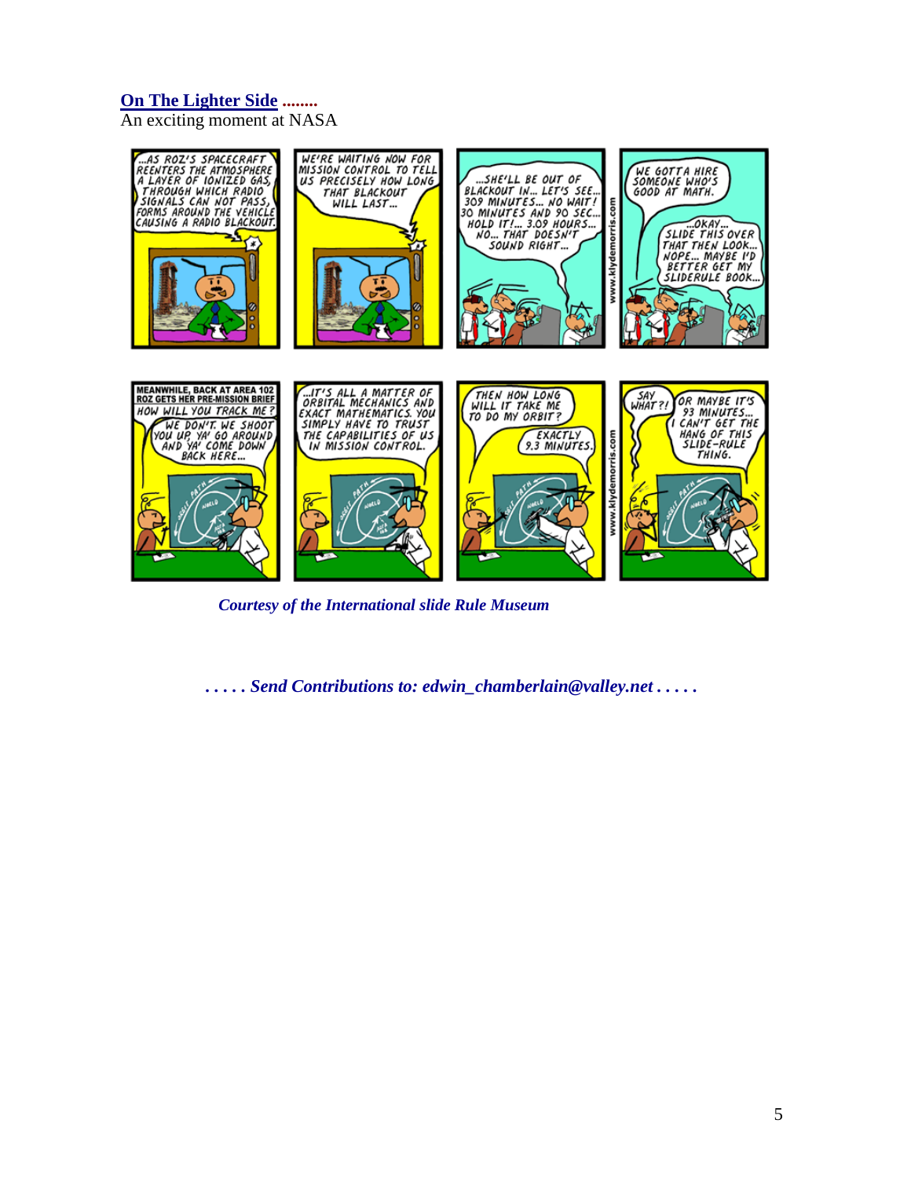**On The Lighter Side ........**

An exciting moment at NASA

...AS ROZ'S SPACECRAFT REENTERS THE ATMOSPHERE A LAYER OF IONIZED GAS, THROUGH WHICH RADIO SIGNALS CAN NOT PASS, FORMS AROUND THE VEHICLE CAUSING A RADIO BLACKOUT.

WE'RE WAITING NOW FOR MISSION CONTROL TO TELL US PRECISELY HOW LONG THAT BLACKOUT WILL LAST...

...SHE'LL BE OUT OF BLACKOUT IN... LET'S SEE... 309 MINUTES... NO WAIT! 30 MINUTES AND 90 SEC... HOLD IT!... 3.09 HOURS... NO... THAT DOESN'T SOUND RIGHT...

WE GOTTA HIRE SOMEONE WHO'S GOOD AT MATH.

...OKAY... SLIDE THIS OVER THAT THEN LOOK... NOPE... MAYBE I'D BETTER GET MY SLIDERULE BOOK...

www.klydemorris.com

MEANWHILE, BACK AT AREA 102 ROZ GETS HER PRE-MISSION BRIEF

HOW WILL YOU TRACK ME?

WE DON'T. WE SHOOT YOU UP, YA' GO AROUND AND YA' COME DOWN BACK HERE...

...IT'S ALL A MATTER OF ORBITAL MECHANICS AND EXACT MATHEMATICS. YOU SIMPLY HAVE TO TRUST THE CAPABILITIES OF US IN MISSION CONTROL.

THEN HOW LONG WILL IT TAKE ME TO DO MY ORBIT?

EXACTLY 9.3 MINUTES.

SAY WHAT?!

OR MAYBE IT'S 93 MINUTES... I CAN'T GET THE HANG OF THIS SLIDE-RULE THING.

www.klydemorris.com

*Courtesy of the International slide Rule Museum*

***. . . . . Send Contributions to: edwin_chamberlain@valley.net . . . . .***